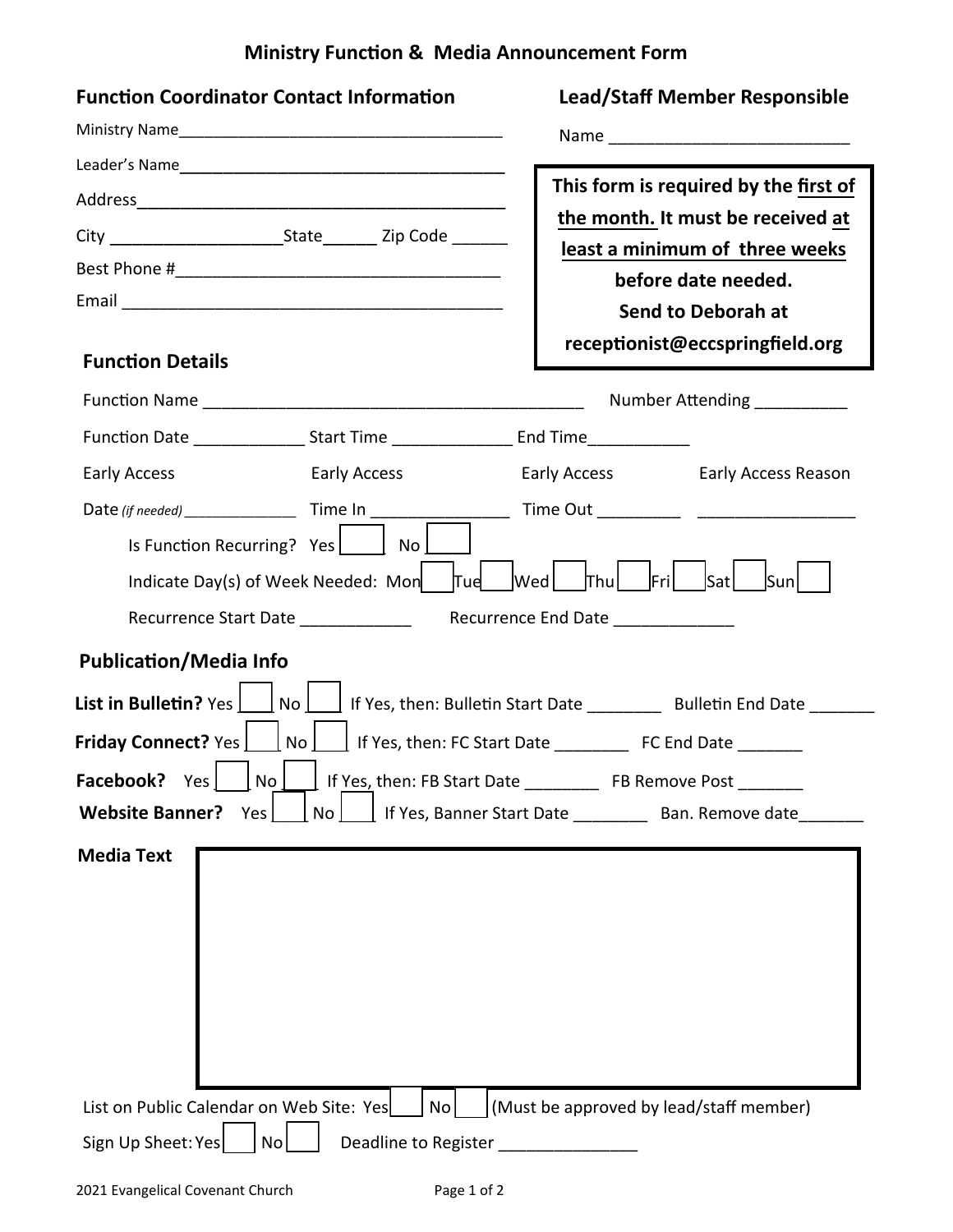# Ministry Function & Media Announcement Form

## Function Coordinator Contact Information

Ministry Name_______________________________________

Leader's Name_______________________________________

Address_______________________________________

City __________________State______ Zip Code ______

Best Phone #___________________________________

Email _________________________________________

## Lead/Staff Member Responsible

Name __________________________

**This form is required by the first of the month. It must be received at least a minimum of three weeks before date needed. Send to Deborah at receptionist@eccspringfield.org**

## Function Details

Function Name __________________________________________ Number Attending __________

Function Date ____________ Start Time _____________ End Time___________

| Early Access | Early Access | Early Access | Early Access Reason |
|---|---|---|---|
| Date *(if needed)* _____________ | Time In _______________ | Time Out _________ | _________________ |

Is Function Recurring? Yes [ ] No [ ]

Indicate Day(s) of Week Needed: Mon [ ] Tue [ ] Wed [ ] Thu [ ] Fri [ ] Sat [ ] Sun [ ]

Recurrence Start Date ____________ Recurrence End Date _____________

## Publication/Media Info

**List in Bulletin?** Yes [ ] No [ ] If Yes, then: Bulletin Start Date ________ Bulletin End Date _______

**Friday Connect?** Yes [ ] No [ ] If Yes, then: FC Start Date ________ FC End Date _______

**Facebook?** Yes [ ] No [ ] If Yes, then: FB Start Date ________ FB Remove Post _______

**Website Banner?** Yes [ ] No [ ] If Yes, Banner Start Date ________ Ban. Remove date_______

**Media Text**

List on Public Calendar on Web Site: Yes [ ] No [ ] (Must be approved by lead/staff member)

Sign Up Sheet: Yes [ ] No [ ] Deadline to Register _______________

2021 Evangelical Covenant Church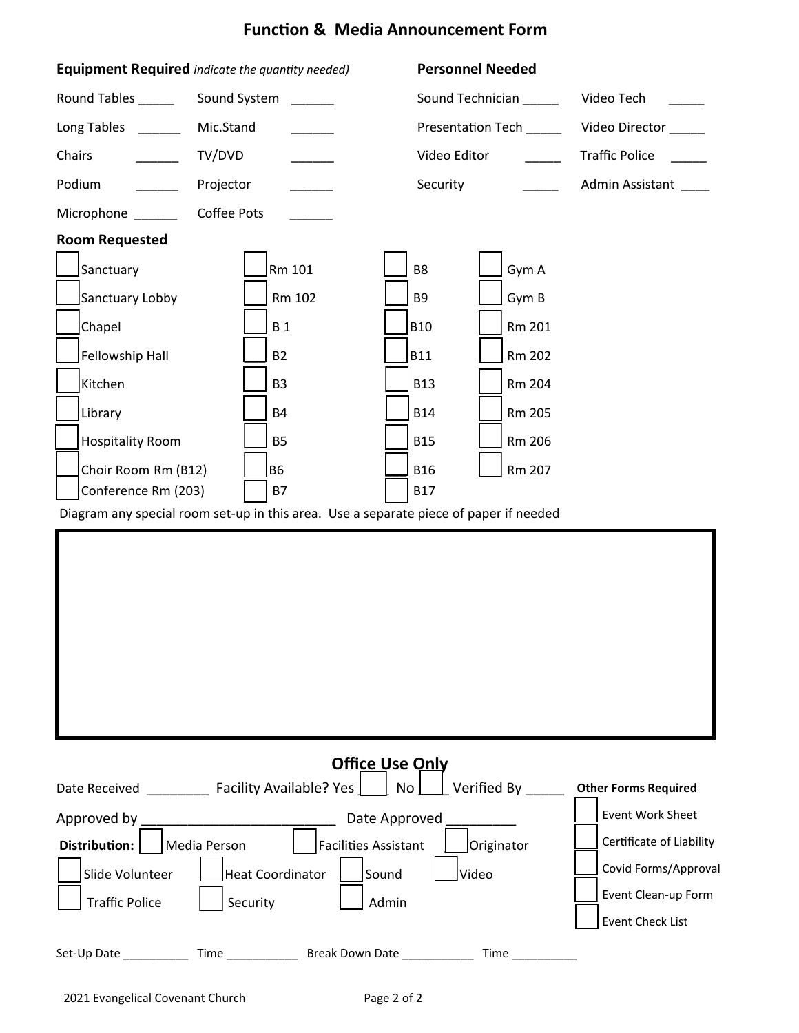# Function & Media Announcement Form

| **Equipment Required** *indicate the quantity needed)* | | | | **Personnel Needed** | | | |
|---|---|---|---|---|---|---|---|
| Round Tables | _____ | Sound System | ______ | Sound Technician | _____ | Video Tech | _____ |
| Long Tables | ______ | Mic.Stand | ______ | Presentation Tech | _____ | Video Director | _____ |
| Chairs | ______ | TV/DVD | ______ | Video Editor | _____ | Traffic Police | _____ |
| Podium | ______ | Projector | ______ | Security | _____ | Admin Assistant | ____ |
| Microphone | ______ | Coffee Pots | ______ | | | | |

## Room Requested

| | | | |
|---|---|---|---|
| ☐ Sanctuary | ☐ Rm 101 | ☐ B8 | ☐ Gym A |
| ☐ Sanctuary Lobby | ☐ Rm 102 | ☐ B9 | ☐ Gym B |
| ☐ Chapel | ☐ B 1 | ☐ B10 | ☐ Rm 201 |
| ☐ Fellowship Hall | ☐ B2 | ☐ B11 | ☐ Rm 202 |
| ☐ Kitchen | ☐ B3 | ☐ B13 | ☐ Rm 204 |
| ☐ Library | ☐ B4 | ☐ B14 | ☐ Rm 205 |
| ☐ Hospitality Room | ☐ B5 | ☐ B15 | ☐ Rm 206 |
| ☐ Choir Room Rm (B12) | ☐ B6 | ☐ B16 | ☐ Rm 207 |
| ☐ Conference Rm (203) | ☐ B7 | ☐ B17 | |

Diagram any special room set-up in this area. Use a separate piece of paper if needed

## Office Use Only

Date Received ________ Facility Available? Yes ☐ No ☐ Verified By _____

Approved by ________________________ Date Approved _________

**Distribution:** ☐ Media Person ☐ Facilities Assistant ☐ Originator

☐ Slide Volunteer ☐ Heat Coordinator ☐ Sound ☐ Video

☐ Traffic Police ☐ Security ☐ Admin

**Other Forms Required**

☐ Event Work Sheet

☐ Certificate of Liability

☐ Covid Forms/Approval

☐ Event Clean-up Form

☐ Event Check List

Set-Up Date __________ Time ___________ Break Down Date ___________ Time __________

2021 Evangelical Covenant Church